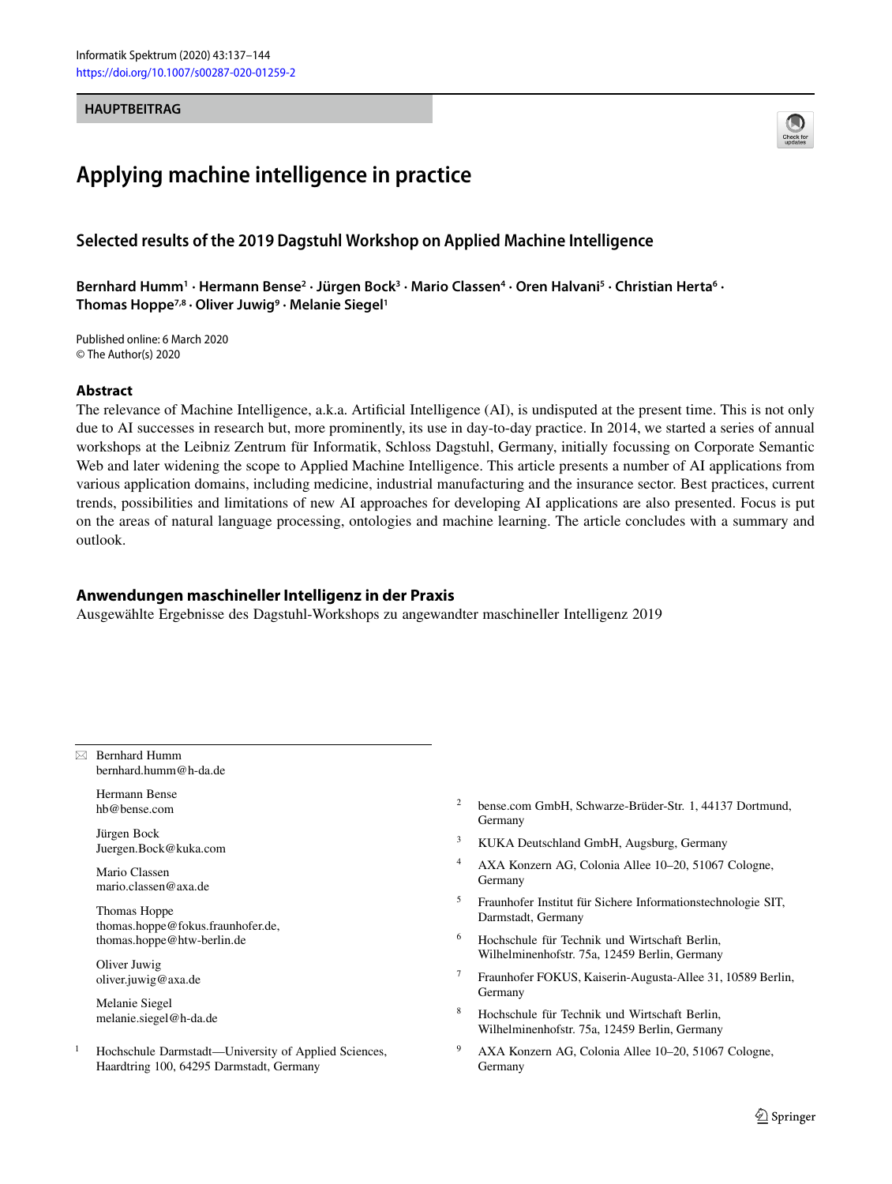HAUPTBEITRAG

# Applying machine intelligence in practice

## Selected results of the 2019 Dagstuhl Workshop on Applied Machine Intelligence

**Bernhard Humm[1] · Hermann Bense[2] · Jürgen Bock[3] · Mario Classen[4] · Oren Halvani[5] · Christian Herta[6] · Thomas Hoppe[7,8] · Oliver Juwig[9] · Melanie Siegel[1]**

Published online: 6 March 2020
© The Author(s) 2020

### Abstract

The relevance of Machine Intelligence, a.k.a. Artificial Intelligence (AI), is undisputed at the present time. This is not only due to AI successes in research but, more prominently, its use in day-to-day practice. In 2014, we started a series of annual workshops at the Leibniz Zentrum für Informatik, Schloss Dagstuhl, Germany, initially focussing on Corporate Semantic Web and later widening the scope to Applied Machine Intelligence. This article presents a number of AI applications from various application domains, including medicine, industrial manufacturing and the insurance sector. Best practices, current trends, possibilities and limitations of new AI approaches for developing AI applications are also presented. Focus is put on the areas of natural language processing, ontologies and machine learning. The article concludes with a summary and outlook.

### Anwendungen maschineller Intelligenz in der Praxis

Ausgewählte Ergebnisse des Dagstuhl-Workshops zu angewandter maschineller Intelligenz 2019

---

✉ Bernhard Humm
bernhard.humm@h-da.de

Hermann Bense
hb@bense.com

Jürgen Bock
Juergen.Bock@kuka.com

Mario Classen
mario.classen@axa.de

Thomas Hoppe
thomas.hoppe@fokus.fraunhofer.de,
thomas.hoppe@htw-berlin.de

Oliver Juwig
oliver.juwig@axa.de

Melanie Siegel
melanie.siegel@h-da.de

[1] Hochschule Darmstadt—University of Applied Sciences, Haardtring 100, 64295 Darmstadt, Germany

[2] bense.com GmbH, Schwarze-Brüder-Str. 1, 44137 Dortmund, Germany

[3] KUKA Deutschland GmbH, Augsburg, Germany

[4] AXA Konzern AG, Colonia Allee 10–20, 51067 Cologne, Germany

[5] Fraunhofer Institut für Sichere Informationstechnologie SIT, Darmstadt, Germany

[6] Hochschule für Technik und Wirtschaft Berlin, Wilhelminenhofstr. 75a, 12459 Berlin, Germany

[7] Fraunhofer FOKUS, Kaiserin-Augusta-Allee 31, 10589 Berlin, Germany

[8] Hochschule für Technik und Wirtschaft Berlin, Wilhelminenhofstr. 75a, 12459 Berlin, Germany

[9] AXA Konzern AG, Colonia Allee 10–20, 51067 Cologne, Germany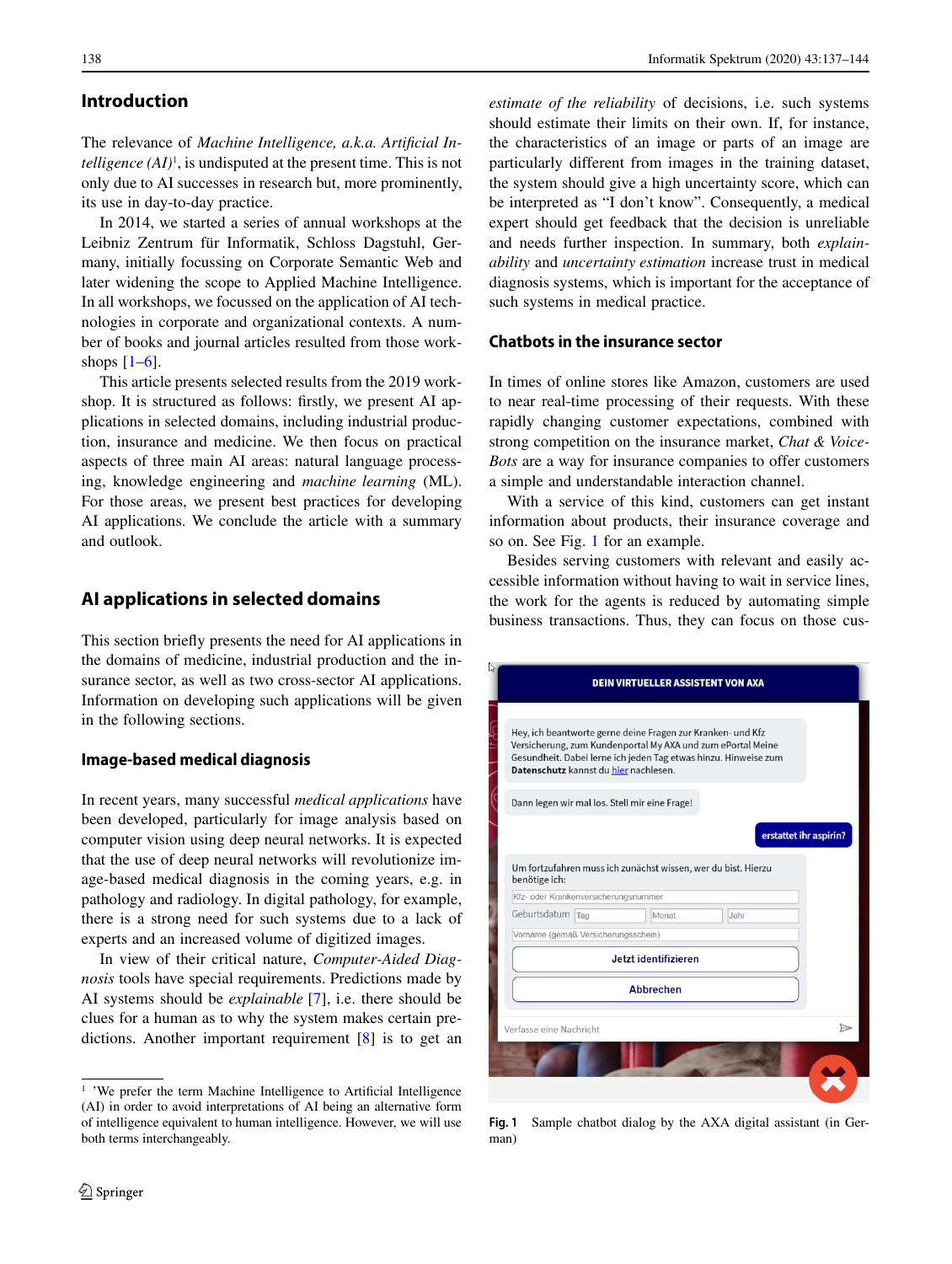## Introduction

The relevance of *Machine Intelligence, a.k.a. Artificial Intelligence (AI)*[1], is undisputed at the present time. This is not only due to AI successes in research but, more prominently, its use in day-to-day practice.

In 2014, we started a series of annual workshops at the Leibniz Zentrum für Informatik, Schloss Dagstuhl, Germany, initially focussing on Corporate Semantic Web and later widening the scope to Applied Machine Intelligence. In all workshops, we focussed on the application of AI technologies in corporate and organizational contexts. A number of books and journal articles resulted from those workshops [1–6].

This article presents selected results from the 2019 workshop. It is structured as follows: firstly, we present AI applications in selected domains, including industrial production, insurance and medicine. We then focus on practical aspects of three main AI areas: natural language processing, knowledge engineering and *machine learning* (ML). For those areas, we present best practices for developing AI applications. We conclude the article with a summary and outlook.

## AI applications in selected domains

This section briefly presents the need for AI applications in the domains of medicine, industrial production and the insurance sector, as well as two cross-sector AI applications. Information on developing such applications will be given in the following sections.

### Image-based medical diagnosis

In recent years, many successful *medical applications* have been developed, particularly for image analysis based on computer vision using deep neural networks. It is expected that the use of deep neural networks will revolutionize image-based medical diagnosis in the coming years, e.g. in pathology and radiology. In digital pathology, for example, there is a strong need for such systems due to a lack of experts and an increased volume of digitized images.

In view of their critical nature, *Computer-Aided Diagnosis* tools have special requirements. Predictions made by AI systems should be *explainable* [7], i.e. there should be clues for a human as to why the system makes certain predictions. Another important requirement [8] is to get an *estimate of the reliability* of decisions, i.e. such systems should estimate their limits on their own. If, for instance, the characteristics of an image or parts of an image are particularly different from images in the training dataset, the system should give a high uncertainty score, which can be interpreted as "I don't know". Consequently, a medical expert should get feedback that the decision is unreliable and needs further inspection. In summary, both *explainability* and *uncertainty estimation* increase trust in medical diagnosis systems, which is important for the acceptance of such systems in medical practice.

### Chatbots in the insurance sector

In times of online stores like Amazon, customers are used to near real-time processing of their requests. With these rapidly changing customer expectations, combined with strong competition on the insurance market, *Chat & Voice-Bots* are a way for insurance companies to offer customers a simple and understandable interaction channel.

With a service of this kind, customers can get instant information about products, their insurance coverage and so on. See Fig. 1 for an example.

Besides serving customers with relevant and easily accessible information without having to wait in service lines, the work for the agents is reduced by automating simple business transactions. Thus, they can focus on those cus-

DEIN VIRTUELLER ASSISTENT VON AXA

Hey, ich beantworte gerne deine Fragen zur Kranken- und Kfz Versicherung, zum Kundenportal My AXA und zum ePortal Meine Gesundheit. Dabei lerne ich jeden Tag etwas hinzu. Hinweise zum **Datenschutz** kannst du hier nachlesen.

Dann legen wir mal los. Stell mir eine Frage!

erstattet ihr aspirin?

Um fortzufahren muss ich zunächst wissen, wer du bist. Hierzu benötige ich:

Kfz- oder Krankenversicherungsnummer

Geburtsdatum Tag Monat Jahr

Vorname (gemäß Versicherungsschein)

Jetzt identifizieren

Abbrechen

Verfasse eine Nachricht

**Fig. 1** Sample chatbot dialog by the AXA digital assistant (in German)

[1] 'We prefer the term Machine Intelligence to Artificial Intelligence (AI) in order to avoid interpretations of AI being an alternative form of intelligence equivalent to human intelligence. However, we will use both terms interchangeably.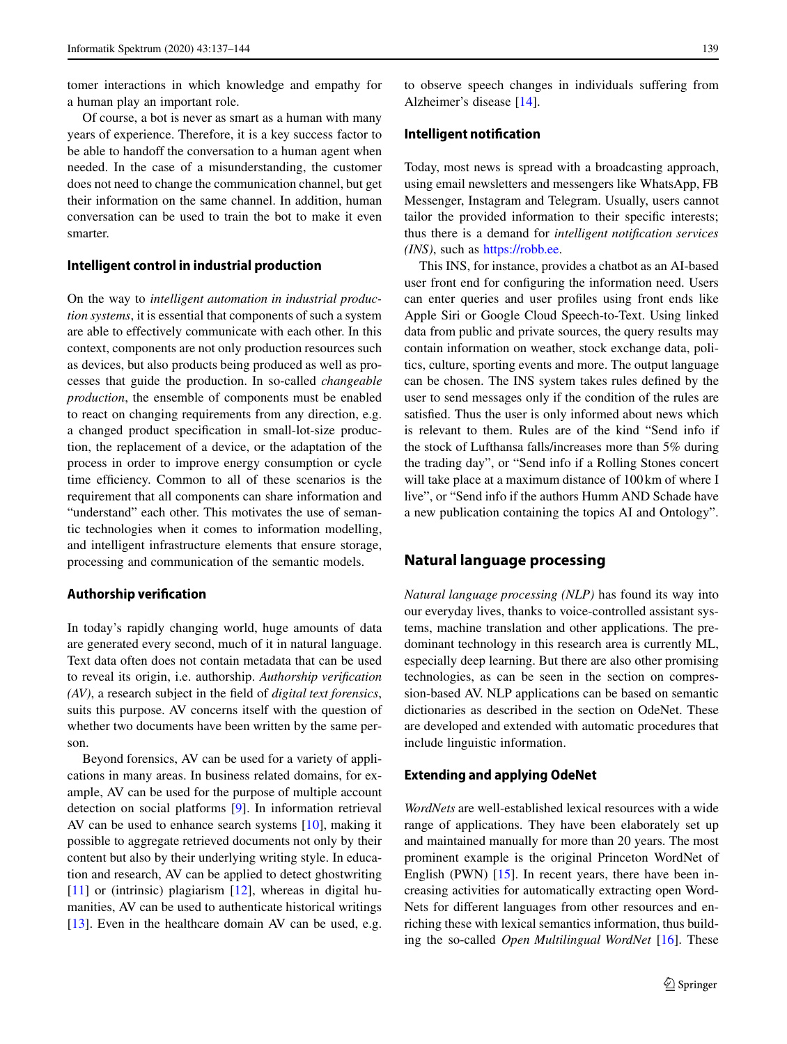tomer interactions in which knowledge and empathy for a human play an important role.

Of course, a bot is never as smart as a human with many years of experience. Therefore, it is a key success factor to be able to handoff the conversation to a human agent when needed. In the case of a misunderstanding, the customer does not need to change the communication channel, but get their information on the same channel. In addition, human conversation can be used to train the bot to make it even smarter.

### Intelligent control in industrial production

On the way to *intelligent automation in industrial production systems*, it is essential that components of such a system are able to effectively communicate with each other. In this context, components are not only production resources such as devices, but also products being produced as well as processes that guide the production. In so-called *changeable production*, the ensemble of components must be enabled to react on changing requirements from any direction, e.g. a changed product specification in small-lot-size production, the replacement of a device, or the adaptation of the process in order to improve energy consumption or cycle time efficiency. Common to all of these scenarios is the requirement that all components can share information and "understand" each other. This motivates the use of semantic technologies when it comes to information modelling, and intelligent infrastructure elements that ensure storage, processing and communication of the semantic models.

### Authorship verification

In today's rapidly changing world, huge amounts of data are generated every second, much of it in natural language. Text data often does not contain metadata that can be used to reveal its origin, i.e. authorship. *Authorship verification (AV)*, a research subject in the field of *digital text forensics*, suits this purpose. AV concerns itself with the question of whether two documents have been written by the same person.

Beyond forensics, AV can be used for a variety of applications in many areas. In business related domains, for example, AV can be used for the purpose of multiple account detection on social platforms [9]. In information retrieval AV can be used to enhance search systems [10], making it possible to aggregate retrieved documents not only by their content but also by their underlying writing style. In education and research, AV can be applied to detect ghostwriting [11] or (intrinsic) plagiarism [12], whereas in digital humanities, AV can be used to authenticate historical writings [13]. Even in the healthcare domain AV can be used, e.g. to observe speech changes in individuals suffering from Alzheimer's disease [14].

### Intelligent notification

Today, most news is spread with a broadcasting approach, using email newsletters and messengers like WhatsApp, FB Messenger, Instagram and Telegram. Usually, users cannot tailor the provided information to their specific interests; thus there is a demand for *intelligent notification services (INS)*, such as https://robb.ee.

This INS, for instance, provides a chatbot as an AI-based user front end for configuring the information need. Users can enter queries and user profiles using front ends like Apple Siri or Google Cloud Speech-to-Text. Using linked data from public and private sources, the query results may contain information on weather, stock exchange data, politics, culture, sporting events and more. The output language can be chosen. The INS system takes rules defined by the user to send messages only if the condition of the rules are satisfied. Thus the user is only informed about news which is relevant to them. Rules are of the kind "Send info if the stock of Lufthansa falls/increases more than 5% during the trading day", or "Send info if a Rolling Stones concert will take place at a maximum distance of 100 km of where I live", or "Send info if the authors Humm AND Schade have a new publication containing the topics AI and Ontology".

## Natural language processing

*Natural language processing (NLP)* has found its way into our everyday lives, thanks to voice-controlled assistant systems, machine translation and other applications. The predominant technology in this research area is currently ML, especially deep learning. But there are also other promising technologies, as can be seen in the section on compression-based AV. NLP applications can be based on semantic dictionaries as described in the section on OdeNet. These are developed and extended with automatic procedures that include linguistic information.

### Extending and applying OdeNet

*WordNets* are well-established lexical resources with a wide range of applications. They have been elaborately set up and maintained manually for more than 20 years. The most prominent example is the original Princeton WordNet of English (PWN) [15]. In recent years, there have been increasing activities for automatically extracting open WordNets for different languages from other resources and enriching these with lexical semantics information, thus building the so-called *Open Multilingual WordNet* [16]. These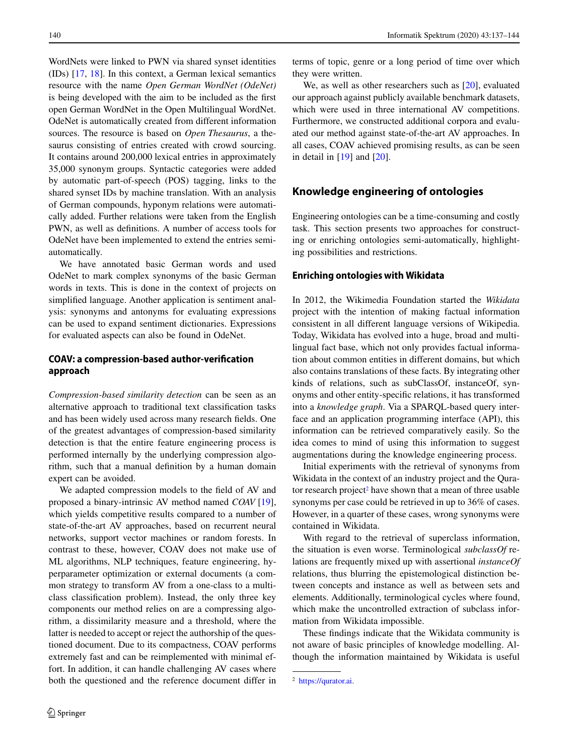WordNets were linked to PWN via shared synset identities (IDs) [17, 18]. In this context, a German lexical semantics resource with the name *Open German WordNet (OdeNet)* is being developed with the aim to be included as the first open German WordNet in the Open Multilingual WordNet. OdeNet is automatically created from different information sources. The resource is based on *Open Thesaurus*, a thesaurus consisting of entries created with crowd sourcing. It contains around 200,000 lexical entries in approximately 35,000 synonym groups. Syntactic categories were added by automatic part-of-speech (POS) tagging, links to the shared synset IDs by machine translation. With an analysis of German compounds, hyponym relations were automatically added. Further relations were taken from the English PWN, as well as definitions. A number of access tools for OdeNet have been implemented to extend the entries semi-automatically.

We have annotated basic German words and used OdeNet to mark complex synonyms of the basic German words in texts. This is done in the context of projects on simplified language. Another application is sentiment analysis: synonyms and antonyms for evaluating expressions can be used to expand sentiment dictionaries. Expressions for evaluated aspects can also be found in OdeNet.

### COAV: a compression-based author-verification approach

*Compression-based similarity detection* can be seen as an alternative approach to traditional text classification tasks and has been widely used across many research fields. One of the greatest advantages of compression-based similarity detection is that the entire feature engineering process is performed internally by the underlying compression algorithm, such that a manual definition by a human domain expert can be avoided.

We adapted compression models to the field of AV and proposed a binary-intrinsic AV method named *COAV* [19], which yields competitive results compared to a number of state-of-the-art AV approaches, based on recurrent neural networks, support vector machines or random forests. In contrast to these, however, COAV does not make use of ML algorithms, NLP techniques, feature engineering, hyperparameter optimization or external documents (a common strategy to transform AV from a one-class to a multi-class classification problem). Instead, the only three key components our method relies on are a compressing algorithm, a dissimilarity measure and a threshold, where the latter is needed to accept or reject the authorship of the questioned document. Due to its compactness, COAV performs extremely fast and can be reimplemented with minimal effort. In addition, it can handle challenging AV cases where both the questioned and the reference document differ in terms of topic, genre or a long period of time over which they were written.

We, as well as other researchers such as [20], evaluated our approach against publicly available benchmark datasets, which were used in three international AV competitions. Furthermore, we constructed additional corpora and evaluated our method against state-of-the-art AV approaches. In all cases, COAV achieved promising results, as can be seen in detail in [19] and [20].

## Knowledge engineering of ontologies

Engineering ontologies can be a time-consuming and costly task. This section presents two approaches for constructing or enriching ontologies semi-automatically, highlighting possibilities and restrictions.

### Enriching ontologies with Wikidata

In 2012, the Wikimedia Foundation started the *Wikidata* project with the intention of making factual information consistent in all different language versions of Wikipedia. Today, Wikidata has evolved into a huge, broad and multilingual fact base, which not only provides factual information about common entities in different domains, but which also contains translations of these facts. By integrating other kinds of relations, such as subClassOf, instanceOf, synonyms and other entity-specific relations, it has transformed into a *knowledge graph*. Via a SPARQL-based query interface and an application programming interface (API), this information can be retrieved comparatively easily. So the idea comes to mind of using this information to suggest augmentations during the knowledge engineering process.

Initial experiments with the retrieval of synonyms from Wikidata in the context of an industry project and the Qurator research project[2] have shown that a mean of three usable synonyms per case could be retrieved in up to 36% of cases. However, in a quarter of these cases, wrong synonyms were contained in Wikidata.

With regard to the retrieval of superclass information, the situation is even worse. Terminological *subclassOf* relations are frequently mixed up with assertional *instanceOf* relations, thus blurring the epistemological distinction between concepts and instance as well as between sets and elements. Additionally, terminological cycles where found, which make the uncontrolled extraction of subclass information from Wikidata impossible.

These findings indicate that the Wikidata community is not aware of basic principles of knowledge modelling. Although the information maintained by Wikidata is useful

[2] https://qurator.ai.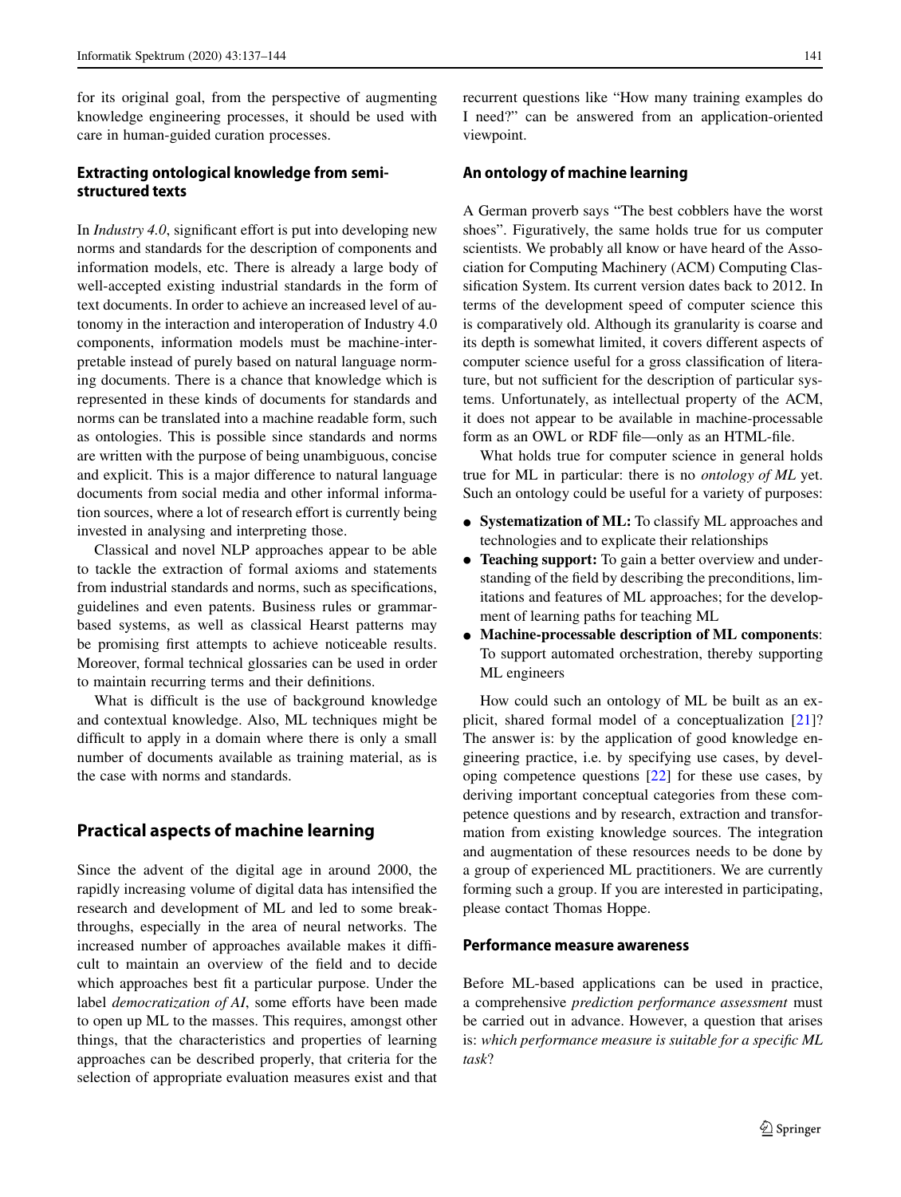for its original goal, from the perspective of augmenting knowledge engineering processes, it should be used with care in human-guided curation processes.

### Extracting ontological knowledge from semi-structured texts

In *Industry 4.0*, significant effort is put into developing new norms and standards for the description of components and information models, etc. There is already a large body of well-accepted existing industrial standards in the form of text documents. In order to achieve an increased level of autonomy in the interaction and interoperation of Industry 4.0 components, information models must be machine-interpretable instead of purely based on natural language norming documents. There is a chance that knowledge which is represented in these kinds of documents for standards and norms can be translated into a machine readable form, such as ontologies. This is possible since standards and norms are written with the purpose of being unambiguous, concise and explicit. This is a major difference to natural language documents from social media and other informal information sources, where a lot of research effort is currently being invested in analysing and interpreting those.

Classical and novel NLP approaches appear to be able to tackle the extraction of formal axioms and statements from industrial standards and norms, such as specifications, guidelines and even patents. Business rules or grammar-based systems, as well as classical Hearst patterns may be promising first attempts to achieve noticeable results. Moreover, formal technical glossaries can be used in order to maintain recurring terms and their definitions.

What is difficult is the use of background knowledge and contextual knowledge. Also, ML techniques might be difficult to apply in a domain where there is only a small number of documents available as training material, as is the case with norms and standards.

## Practical aspects of machine learning

Since the advent of the digital age in around 2000, the rapidly increasing volume of digital data has intensified the research and development of ML and led to some breakthroughs, especially in the area of neural networks. The increased number of approaches available makes it difficult to maintain an overview of the field and to decide which approaches best fit a particular purpose. Under the label *democratization of AI*, some efforts have been made to open up ML to the masses. This requires, amongst other things, that the characteristics and properties of learning approaches can be described properly, that criteria for the selection of appropriate evaluation measures exist and that recurrent questions like "How many training examples do I need?" can be answered from an application-oriented viewpoint.

### An ontology of machine learning

A German proverb says "The best cobblers have the worst shoes". Figuratively, the same holds true for us computer scientists. We probably all know or have heard of the Association for Computing Machinery (ACM) Computing Classification System. Its current version dates back to 2012. In terms of the development speed of computer science this is comparatively old. Although its granularity is coarse and its depth is somewhat limited, it covers different aspects of computer science useful for a gross classification of literature, but not sufficient for the description of particular systems. Unfortunately, as intellectual property of the ACM, it does not appear to be available in machine-processable form as an OWL or RDF file—only as an HTML-file.

What holds true for computer science in general holds true for ML in particular: there is no *ontology of ML* yet. Such an ontology could be useful for a variety of purposes:

- **Systematization of ML:** To classify ML approaches and technologies and to explicate their relationships
- **Teaching support:** To gain a better overview and understanding of the field by describing the preconditions, limitations and features of ML approaches; for the development of learning paths for teaching ML
- **Machine-processable description of ML components**: To support automated orchestration, thereby supporting ML engineers

How could such an ontology of ML be built as an explicit, shared formal model of a conceptualization [21]? The answer is: by the application of good knowledge engineering practice, i.e. by specifying use cases, by developing competence questions [22] for these use cases, by deriving important conceptual categories from these competence questions and by research, extraction and transformation from existing knowledge sources. The integration and augmentation of these resources needs to be done by a group of experienced ML practitioners. We are currently forming such a group. If you are interested in participating, please contact Thomas Hoppe.

### Performance measure awareness

Before ML-based applications can be used in practice, a comprehensive *prediction performance assessment* must be carried out in advance. However, a question that arises is: *which performance measure is suitable for a specific ML task*?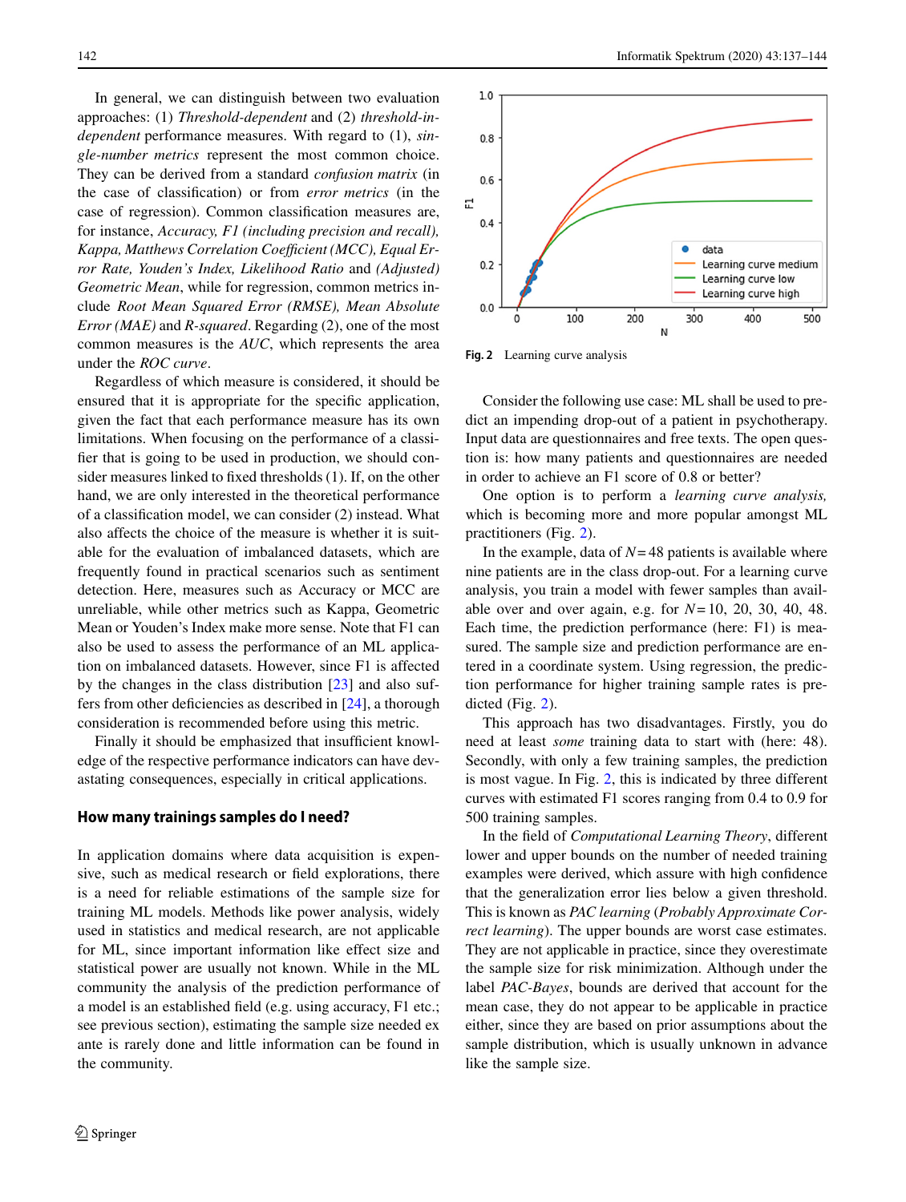In general, we can distinguish between two evaluation approaches: (1) *Threshold-dependent* and (2) *threshold-independent* performance measures. With regard to (1), *single-number metrics* represent the most common choice. They can be derived from a standard *confusion matrix* (in the case of classification) or from *error metrics* (in the case of regression). Common classification measures are, for instance, *Accuracy, F1 (including precision and recall), Kappa, Matthews Correlation Coefficient (MCC), Equal Error Rate, Youden's Index, Likelihood Ratio* and *(Adjusted) Geometric Mean*, while for regression, common metrics include *Root Mean Squared Error (RMSE), Mean Absolute Error (MAE)* and *R-squared*. Regarding (2), one of the most common measures is the *AUC*, which represents the area under the *ROC curve*.

Regardless of which measure is considered, it should be ensured that it is appropriate for the specific application, given the fact that each performance measure has its own limitations. When focusing on the performance of a classifier that is going to be used in production, we should consider measures linked to fixed thresholds (1). If, on the other hand, we are only interested in the theoretical performance of a classification model, we can consider (2) instead. What also affects the choice of the measure is whether it is suitable for the evaluation of imbalanced datasets, which are frequently found in practical scenarios such as sentiment detection. Here, measures such as Accuracy or MCC are unreliable, while other metrics such as Kappa, Geometric Mean or Youden's Index make more sense. Note that F1 can also be used to assess the performance of an ML application on imbalanced datasets. However, since F1 is affected by the changes in the class distribution [23] and also suffers from other deficiencies as described in [24], a thorough consideration is recommended before using this metric.

Finally it should be emphasized that insufficient knowledge of the respective performance indicators can have devastating consequences, especially in critical applications.

## How many trainings samples do I need?

In application domains where data acquisition is expensive, such as medical research or field explorations, there is a need for reliable estimations of the sample size for training ML models. Methods like power analysis, widely used in statistics and medical research, are not applicable for ML, since important information like effect size and statistical power are usually not known. While in the ML community the analysis of the prediction performance of a model is an established field (e.g. using accuracy, F1 etc.; see previous section), estimating the sample size needed ex ante is rarely done and little information can be found in the community.

**Fig. 2** Learning curve analysis

Consider the following use case: ML shall be used to predict an impending drop-out of a patient in psychotherapy. Input data are questionnaires and free texts. The open question is: how many patients and questionnaires are needed in order to achieve an F1 score of 0.8 or better?

One option is to perform a *learning curve analysis,* which is becoming more and more popular amongst ML practitioners (Fig. 2).

In the example, data of $N=48$ patients is available where nine patients are in the class drop-out. For a learning curve analysis, you train a model with fewer samples than available over and over again, e.g. for $N=10$, 20, 30, 40, 48. Each time, the prediction performance (here: F1) is measured. The sample size and prediction performance are entered in a coordinate system. Using regression, the prediction performance for higher training sample rates is predicted (Fig. 2).

This approach has two disadvantages. Firstly, you do need at least *some* training data to start with (here: 48). Secondly, with only a few training samples, the prediction is most vague. In Fig. 2, this is indicated by three different curves with estimated F1 scores ranging from 0.4 to 0.9 for 500 training samples.

In the field of *Computational Learning Theory*, different lower and upper bounds on the number of needed training examples were derived, which assure with high confidence that the generalization error lies below a given threshold. This is known as *PAC learning* (*Probably Approximate Correct learning*). The upper bounds are worst case estimates. They are not applicable in practice, since they overestimate the sample size for risk minimization. Although under the label *PAC-Bayes*, bounds are derived that account for the mean case, they do not appear to be applicable in practice either, since they are based on prior assumptions about the sample distribution, which is usually unknown in advance like the sample size.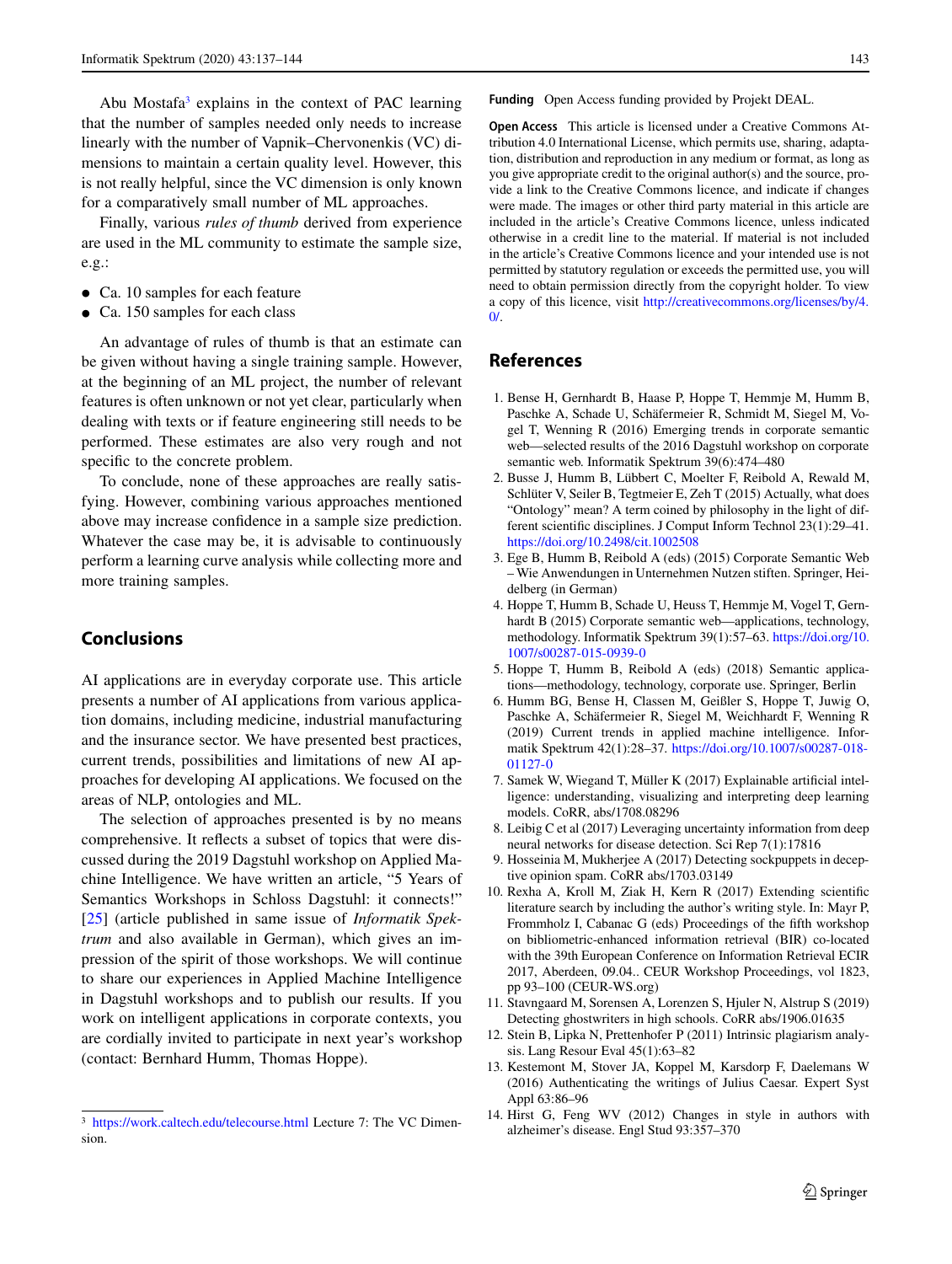Abu Mostafa[3] explains in the context of PAC learning that the number of samples needed only needs to increase linearly with the number of Vapnik–Chervonenkis (VC) dimensions to maintain a certain quality level. However, this is not really helpful, since the VC dimension is only known for a comparatively small number of ML approaches.

Finally, various *rules of thumb* derived from experience are used in the ML community to estimate the sample size, e.g.:

- Ca. 10 samples for each feature
- Ca. 150 samples for each class

An advantage of rules of thumb is that an estimate can be given without having a single training sample. However, at the beginning of an ML project, the number of relevant features is often unknown or not yet clear, particularly when dealing with texts or if feature engineering still needs to be performed. These estimates are also very rough and not specific to the concrete problem.

To conclude, none of these approaches are really satisfying. However, combining various approaches mentioned above may increase confidence in a sample size prediction. Whatever the case may be, it is advisable to continuously perform a learning curve analysis while collecting more and more training samples.

## Conclusions

AI applications are in everyday corporate use. This article presents a number of AI applications from various application domains, including medicine, industrial manufacturing and the insurance sector. We have presented best practices, current trends, possibilities and limitations of new AI approaches for developing AI applications. We focused on the areas of NLP, ontologies and ML.

The selection of approaches presented is by no means comprehensive. It reflects a subset of topics that were discussed during the 2019 Dagstuhl workshop on Applied Machine Intelligence. We have written an article, "5 Years of Semantics Workshops in Schloss Dagstuhl: it connects!" [25] (article published in same issue of *Informatik Spektrum* and also available in German), which gives an impression of the spirit of those workshops. We will continue to share our experiences in Applied Machine Intelligence in Dagstuhl workshops and to publish our results. If you work on intelligent applications in corporate contexts, you are cordially invited to participate in next year's workshop (contact: Bernhard Humm, Thomas Hoppe).

[3] https://work.caltech.edu/telecourse.html Lecture 7: The VC Dimension.

**Funding** Open Access funding provided by Projekt DEAL.

**Open Access** This article is licensed under a Creative Commons Attribution 4.0 International License, which permits use, sharing, adaptation, distribution and reproduction in any medium or format, as long as you give appropriate credit to the original author(s) and the source, provide a link to the Creative Commons licence, and indicate if changes were made. The images or other third party material in this article are included in the article's Creative Commons licence, unless indicated otherwise in a credit line to the material. If material is not included in the article's Creative Commons licence and your intended use is not permitted by statutory regulation or exceeds the permitted use, you will need to obtain permission directly from the copyright holder. To view a copy of this licence, visit http://creativecommons.org/licenses/by/4.0/.

## References

1. Bense H, Gernhardt B, Haase P, Hoppe T, Hemmje M, Humm B, Paschke A, Schade U, Schäfermeier R, Schmidt M, Siegel M, Vogel T, Wenning R (2016) Emerging trends in corporate semantic web—selected results of the 2016 Dagstuhl workshop on corporate semantic web. Informatik Spektrum 39(6):474–480
2. Busse J, Humm B, Lübbert C, Moelter F, Reibold A, Rewald M, Schlüter V, Seiler B, Tegtmeier E, Zeh T (2015) Actually, what does "Ontology" mean? A term coined by philosophy in the light of different scientific disciplines. J Comput Inform Technol 23(1):29–41. https://doi.org/10.2498/cit.1002508
3. Ege B, Humm B, Reibold A (eds) (2015) Corporate Semantic Web – Wie Anwendungen in Unternehmen Nutzen stiften. Springer, Heidelberg (in German)
4. Hoppe T, Humm B, Schade U, Heuss T, Hemmje M, Vogel T, Gernhardt B (2015) Corporate semantic web—applications, technology, methodology. Informatik Spektrum 39(1):57–63. https://doi.org/10.1007/s00287-015-0939-0
5. Hoppe T, Humm B, Reibold A (eds) (2018) Semantic applications—methodology, technology, corporate use. Springer, Berlin
6. Humm BG, Bense H, Classen M, Geißler S, Hoppe T, Juwig O, Paschke A, Schäfermeier R, Siegel M, Weichhardt F, Wenning R (2019) Current trends in applied machine intelligence. Informatik Spektrum 42(1):28–37. https://doi.org/10.1007/s00287-018-01127-0
7. Samek W, Wiegand T, Müller K (2017) Explainable artificial intelligence: understanding, visualizing and interpreting deep learning models. CoRR, abs/1708.08296
8. Leibig C et al (2017) Leveraging uncertainty information from deep neural networks for disease detection. Sci Rep 7(1):17816
9. Hosseinia M, Mukherjee A (2017) Detecting sockpuppets in deceptive opinion spam. CoRR abs/1703.03149
10. Rexha A, Kroll M, Ziak H, Kern R (2017) Extending scientific literature search by including the author's writing style. In: Mayr P, Frommholz I, Cabanac G (eds) Proceedings of the fifth workshop on bibliometric-enhanced information retrieval (BIR) co-located with the 39th European Conference on Information Retrieval ECIR 2017, Aberdeen, 09.04.. CEUR Workshop Proceedings, vol 1823, pp 93–100 (CEUR-WS.org)
11. Stavngaard M, Sorensen A, Lorenzen S, Hjuler N, Alstrup S (2019) Detecting ghostwriters in high schools. CoRR abs/1906.01635
12. Stein B, Lipka N, Prettenhofer P (2011) Intrinsic plagiarism analysis. Lang Resour Eval 45(1):63–82
13. Kestemont M, Stover JA, Koppel M, Karsdorp F, Daelemans W (2016) Authenticating the writings of Julius Caesar. Expert Syst Appl 63:86–96
14. Hirst G, Feng WV (2012) Changes in style in authors with alzheimer's disease. Engl Stud 93:357–370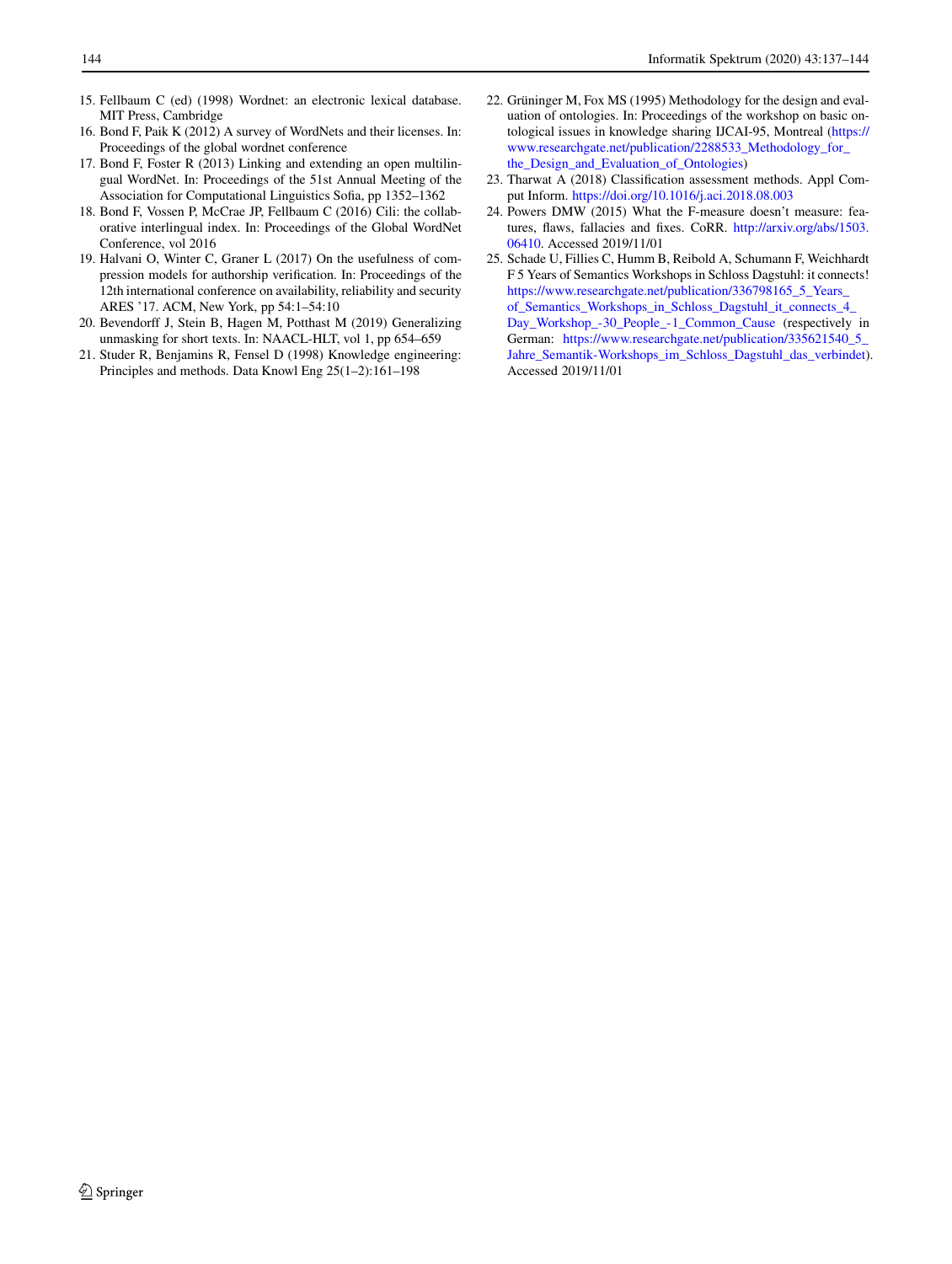15. Fellbaum C (ed) (1998) Wordnet: an electronic lexical database. MIT Press, Cambridge
16. Bond F, Paik K (2012) A survey of WordNets and their licenses. In: Proceedings of the global wordnet conference
17. Bond F, Foster R (2013) Linking and extending an open multilingual WordNet. In: Proceedings of the 51st Annual Meeting of the Association for Computational Linguistics Sofia, pp 1352–1362
18. Bond F, Vossen P, McCrae JP, Fellbaum C (2016) Cili: the collaborative interlingual index. In: Proceedings of the Global WordNet Conference, vol 2016
19. Halvani O, Winter C, Graner L (2017) On the usefulness of compression models for authorship verification. In: Proceedings of the 12th international conference on availability, reliability and security ARES '17. ACM, New York, pp 54:1–54:10
20. Bevendorff J, Stein B, Hagen M, Potthast M (2019) Generalizing unmasking for short texts. In: NAACL-HLT, vol 1, pp 654–659
21. Studer R, Benjamins R, Fensel D (1998) Knowledge engineering: Principles and methods. Data Knowl Eng 25(1–2):161–198
22. Grüninger M, Fox MS (1995) Methodology for the design and evaluation of ontologies. In: Proceedings of the workshop on basic ontological issues in knowledge sharing IJCAI-95, Montreal (https://www.researchgate.net/publication/2288533_Methodology_for_the_Design_and_Evaluation_of_Ontologies)
23. Tharwat A (2018) Classification assessment methods. Appl Comput Inform. https://doi.org/10.1016/j.aci.2018.08.003
24. Powers DMW (2015) What the F-measure doesn't measure: features, flaws, fallacies and fixes. CoRR. http://arxiv.org/abs/1503.06410. Accessed 2019/11/01
25. Schade U, Fillies C, Humm B, Reibold A, Schumann F, Weichhardt F 5 Years of Semantics Workshops in Schloss Dagstuhl: it connects! https://www.researchgate.net/publication/336798165_5_Years_of_Semantics_Workshops_in_Schloss_Dagstuhl_it_connects_4_Day_Workshop_-30_People_-1_Common_Cause (respectively in German: https://www.researchgate.net/publication/335621540_5_Jahre_Semantik-Workshops_im_Schloss_Dagstuhl_das_verbindet). Accessed 2019/11/01